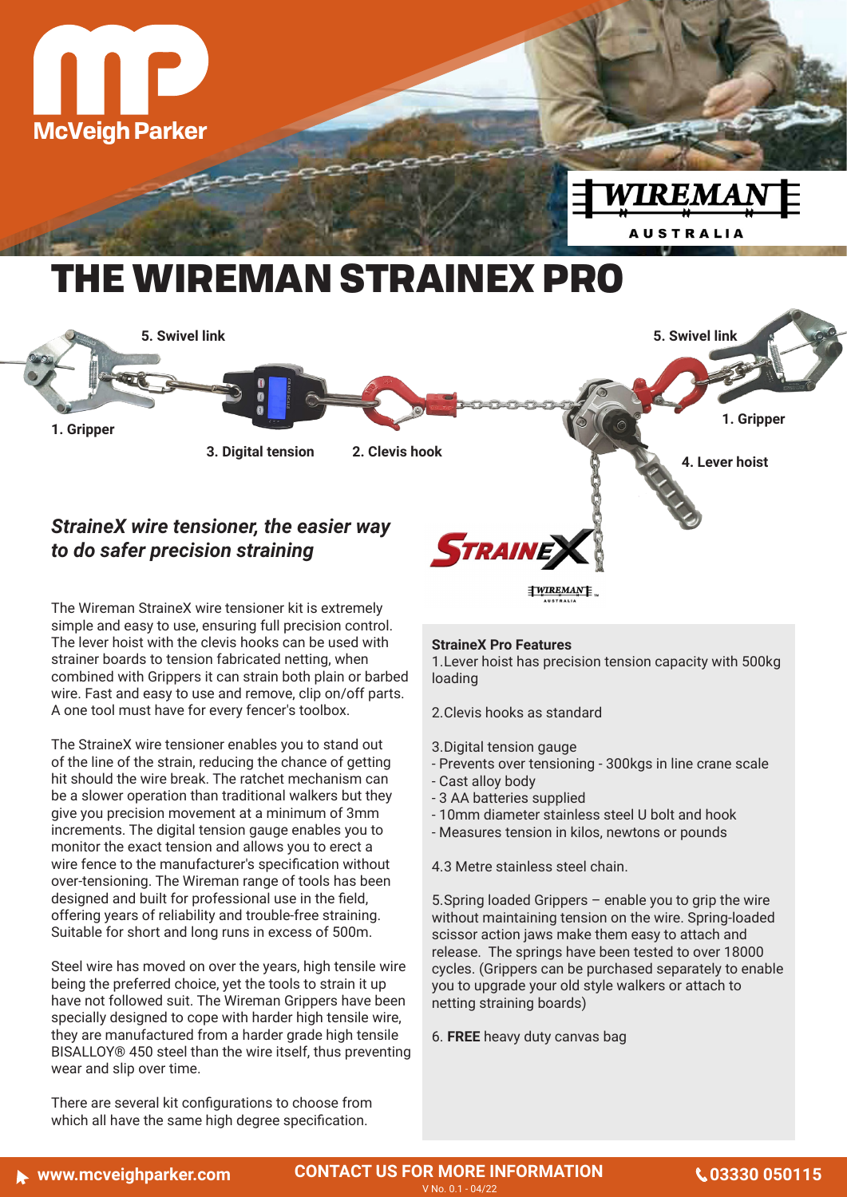McVeigh Parker

WIREMAN AUSTRALIA

# THE WIREMAN STRAINEX PRO

5. Swivel link

1. Gripper

3. Digital tension

2. Clevis hook

4. Lever hoist

## *StraineX wire tensioner, the easier way to do safer precision straining*

The Wireman StraineX wire tensioner kit is extremely simple and easy to use, ensuring full precision control. The lever hoist with the clevis hooks can be used with strainer boards to tension fabricated netting, when combined with Grippers it can strain both plain or barbed wire. Fast and easy to use and remove, clip on/off parts. A one tool must have for every fencer's toolbox.

The StraineX wire tensioner enables you to stand out of the line of the strain, reducing the chance of getting hit should the wire break. The ratchet mechanism can be a slower operation than traditional walkers but they give you precision movement at a minimum of 3mm increments. The digital tension gauge enables you to monitor the exact tension and allows you to erect a wire fence to the manufacturer's specification without over-tensioning. The Wireman range of tools has been designed and built for professional use in the field, offering years of reliability and trouble-free straining. Suitable for short and long runs in excess of 500m.

Steel wire has moved on over the years, high tensile wire being the preferred choice, yet the tools to strain it up have not followed suit. The Wireman Grippers have been specially designed to cope with harder high tensile wire, they are manufactured from a harder grade high tensile BISALLOY® 450 steel than the wire itself, thus preventing wear and slip over time.

There are several kit configurations to choose from which all have the same high degree specification.

**StraineX Pro Features**

1. Lever hoist has precision tension capacity with 500kg loading

2. Clevis hooks as standard

3. Digital tension gauge
- Prevents over tensioning - 300kgs in line crane scale
- Cast alloy body
- 3 AA batteries supplied
- 10mm diameter stainless steel U bolt and hook
- Measures tension in kilos, newtons or pounds

4. 3 Metre stainless steel chain.

5. Spring loaded Grippers – enable you to grip the wire without maintaining tension on the wire. Spring-loaded scissor action jaws make them easy to attach and release. The springs have been tested to over 18000 cycles. (Grippers can be purchased separately to enable you to upgrade your old style walkers or attach to netting straining boards)

6. **FREE** heavy duty canvas bag

www.mcveighparker.com | CONTACT US FOR MORE INFORMATION | 03330 050115

V No. 0.1 - 04/22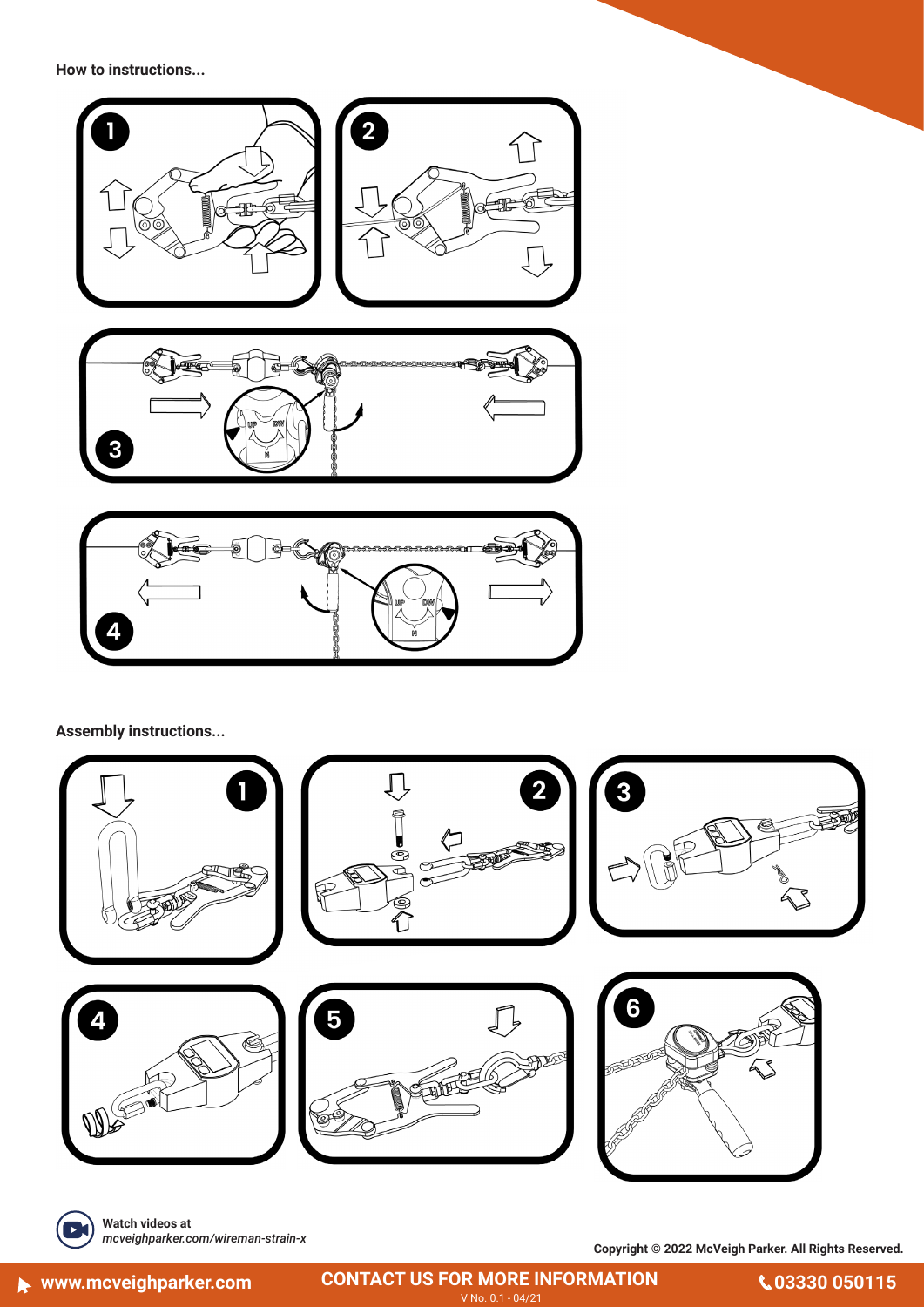**How to instructions...**

**Assembly instructions...**

**Watch videos at**
*mcveighparker.com/wireman-strain-x*

**Copyright © 2022 McVeigh Parker. All Rights Reserved.**

**www.mcveighparker.com** **CONTACT US FOR MORE INFORMATION** **03330 050115**

V No. 0.1 - 04/21